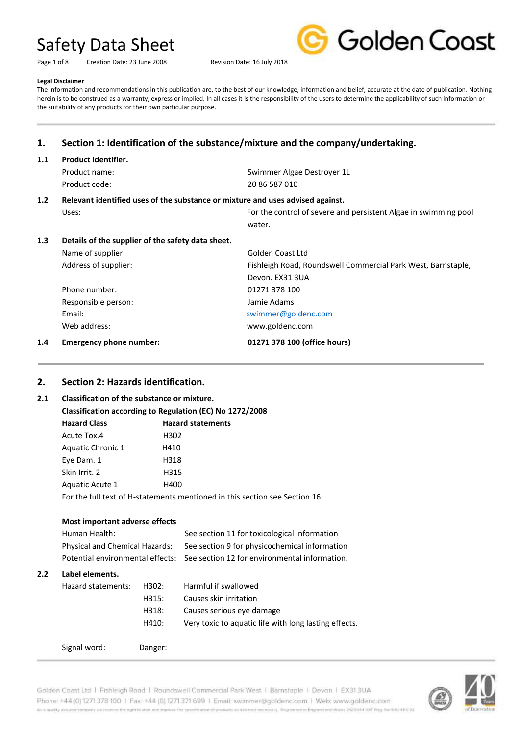# Safety Data Sheet

Creation Date: 23 June 2008    Revision Date: 16 July 2018

**Legal Disclaimer**

The information and recommendations in this publication are, to the best of our knowledge, information and belief, accurate at the date of publication. Nothing herein is to be construed as a warranty, express or implied. In all cases it is the responsibility of the users to determine the applicability of such information or the suitability of any products for their own particular purpose.

## 1. Section 1: Identification of the substance/mixture and the company/undertaking.

### 1.1 Product identifier.

| | |
|---|---|
| Product name: | Swimmer Algae Destroyer 1L |
| Product code: | 20 86 587 010 |

### 1.2 Relevant identified uses of the substance or mixture and uses advised against.

| | |
|---|---|
| Uses: | For the control of severe and persistent Algae in swimming pool water. |

### 1.3 Details of the supplier of the safety data sheet.

| | |
|---|---|
| Name of supplier: | Golden Coast Ltd |
| Address of supplier: | Fishleigh Road, Roundswell Commercial Park West, Barnstaple, Devon. EX31 3UA |
| Phone number: | 01271 378 100 |
| Responsible person: | Jamie Adams |
| Email: | swimmer@goldenc.com |
| Web address: | www.goldenc.com |

### 1.4 Emergency phone number: **01271 378 100 (office hours)**

## 2. Section 2: Hazards identification.

### 2.1 Classification of the substance or mixture.

**Classification according to Regulation (EC) No 1272/2008**

| **Hazard Class** | **Hazard statements** |
|---|---|
| Acute Tox.4 | H302 |
| Aquatic Chronic 1 | H410 |
| Eye Dam. 1 | H318 |
| Skin Irrit. 2 | H315 |
| Aquatic Acute 1 | H400 |

For the full text of H-statements mentioned in this section see Section 16

**Most important adverse effects**

| | |
|---|---|
| Human Health: | See section 11 for toxicological information |
| Physical and Chemical Hazards: | See section 9 for physicochemical information |
| Potential environmental effects: | See section 12 for environmental information. |

### 2.2 Label elements.

| | | |
|---|---|---|
| Hazard statements: | H302: | Harmful if swallowed |
| | H315: | Causes skin irritation |
| | H318: | Causes serious eye damage |
| | H410: | Very toxic to aquatic life with long lasting effects. |

Signal word: Danger: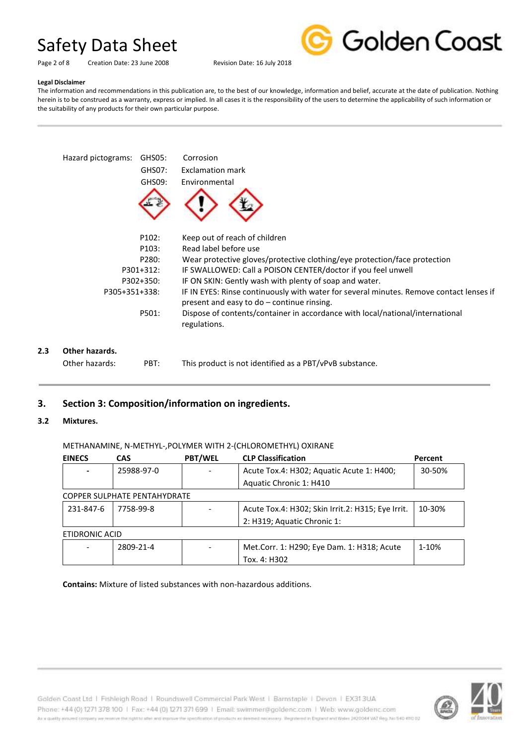**Legal Disclaimer**

The information and recommendations in this publication are, to the best of our knowledge, information and belief, accurate at the date of publication. Nothing herein is to be construed as a warranty, express or implied. In all cases it is the responsibility of the users to determine the applicability of such information or the suitability of any products for their own particular purpose.

Hazard pictograms: GHS05: Corrosion
GHS07: Exclamation mark
GHS09: Environmental

| | |
|---|---|
| P102: | Keep out of reach of children |
| P103: | Read label before use |
| P280: | Wear protective gloves/protective clothing/eye protection/face protection |
| P301+312: | IF SWALLOWED: Call a POISON CENTER/doctor if you feel unwell |
| P302+350: | IF ON SKIN: Gently wash with plenty of soap and water. |
| P305+351+338: | IF IN EYES: Rinse continuously with water for several minutes. Remove contact lenses if present and easy to do – continue rinsing. |
| P501: | Dispose of contents/container in accordance with local/national/international regulations. |

### 2.3 Other hazards.

Other hazards: PBT: This product is not identified as a PBT/vPvB substance.

## 3. Section 3: Composition/information on ingredients.

### 3.2 Mixtures.

| EINECS | CAS | PBT/WEL | CLP Classification | Percent |
|---|---|---|---|---|
| METHANAMINE, N-METHYL-,POLYMER WITH 2-(CHLOROMETHYL) OXIRANE | | | | |
| - | 25988-97-0 | - | Acute Tox.4: H302; Aquatic Acute 1: H400; Aquatic Chronic 1: H410 | 30-50% |
| COPPER SULPHATE PENTAHYDRATE | | | | |
| 231-847-6 | 7758-99-8 | - | Acute Tox.4: H302; Skin Irrit.2: H315; Eye Irrit. 2: H319; Aquatic Chronic 1: | 10-30% |
| ETIDRONIC ACID | | | | |
| - | 2809-21-4 | - | Met.Corr. 1: H290; Eye Dam. 1: H318; Acute Tox. 4: H302 | 1-10% |

**Contains:** Mixture of listed substances with non-hazardous additions.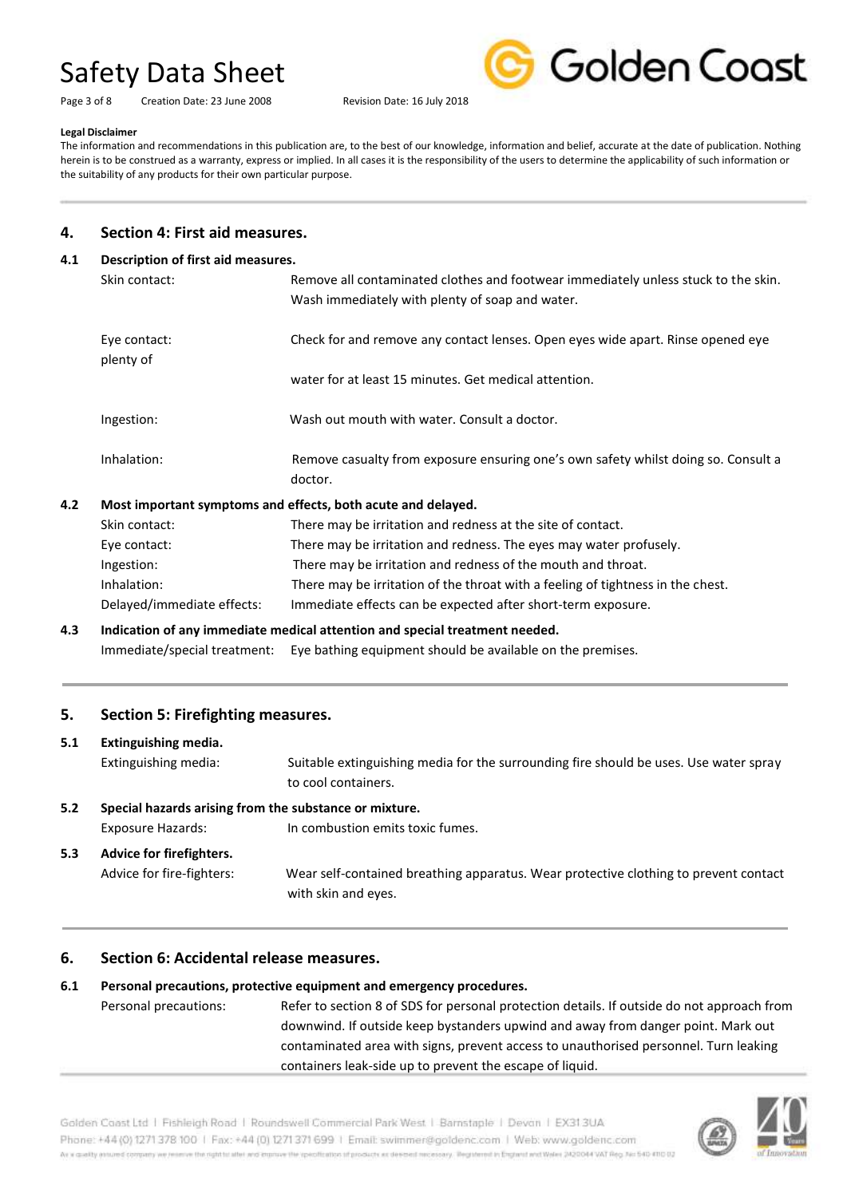**Legal Disclaimer**

The information and recommendations in this publication are, to the best of our knowledge, information and belief, accurate at the date of publication. Nothing herein is to be construed as a warranty, express or implied. In all cases it is the responsibility of the users to determine the applicability of such information or the suitability of any products for their own particular purpose.

## 4. Section 4: First aid measures.

### 4.1 Description of first aid measures.

Skin contact: Remove all contaminated clothes and footwear immediately unless stuck to the skin. Wash immediately with plenty of soap and water.

Eye contact: Check for and remove any contact lenses. Open eyes wide apart. Rinse opened eye plenty of water for at least 15 minutes. Get medical attention.

Ingestion: Wash out mouth with water. Consult a doctor.

Inhalation: Remove casualty from exposure ensuring one's own safety whilst doing so. Consult a doctor.

### 4.2 Most important symptoms and effects, both acute and delayed.

Skin contact: There may be irritation and redness at the site of contact.

Eye contact: There may be irritation and redness. The eyes may water profusely.

Ingestion: There may be irritation and redness of the mouth and throat.

Inhalation: There may be irritation of the throat with a feeling of tightness in the chest.

Delayed/immediate effects: Immediate effects can be expected after short-term exposure.

### 4.3 Indication of any immediate medical attention and special treatment needed.

Immediate/special treatment: Eye bathing equipment should be available on the premises.

## 5. Section 5: Firefighting measures.

### 5.1 Extinguishing media.

Extinguishing media: Suitable extinguishing media for the surrounding fire should be uses. Use water spray to cool containers.

### 5.2 Special hazards arising from the substance or mixture.

Exposure Hazards: In combustion emits toxic fumes.

### 5.3 Advice for firefighters.

Advice for fire-fighters: Wear self-contained breathing apparatus. Wear protective clothing to prevent contact with skin and eyes.

## 6. Section 6: Accidental release measures.

### 6.1 Personal precautions, protective equipment and emergency procedures.

Personal precautions: Refer to section 8 of SDS for personal protection details. If outside do not approach from downwind. If outside keep bystanders upwind and away from danger point. Mark out contaminated area with signs, prevent access to unauthorised personnel. Turn leaking containers leak-side up to prevent the escape of liquid.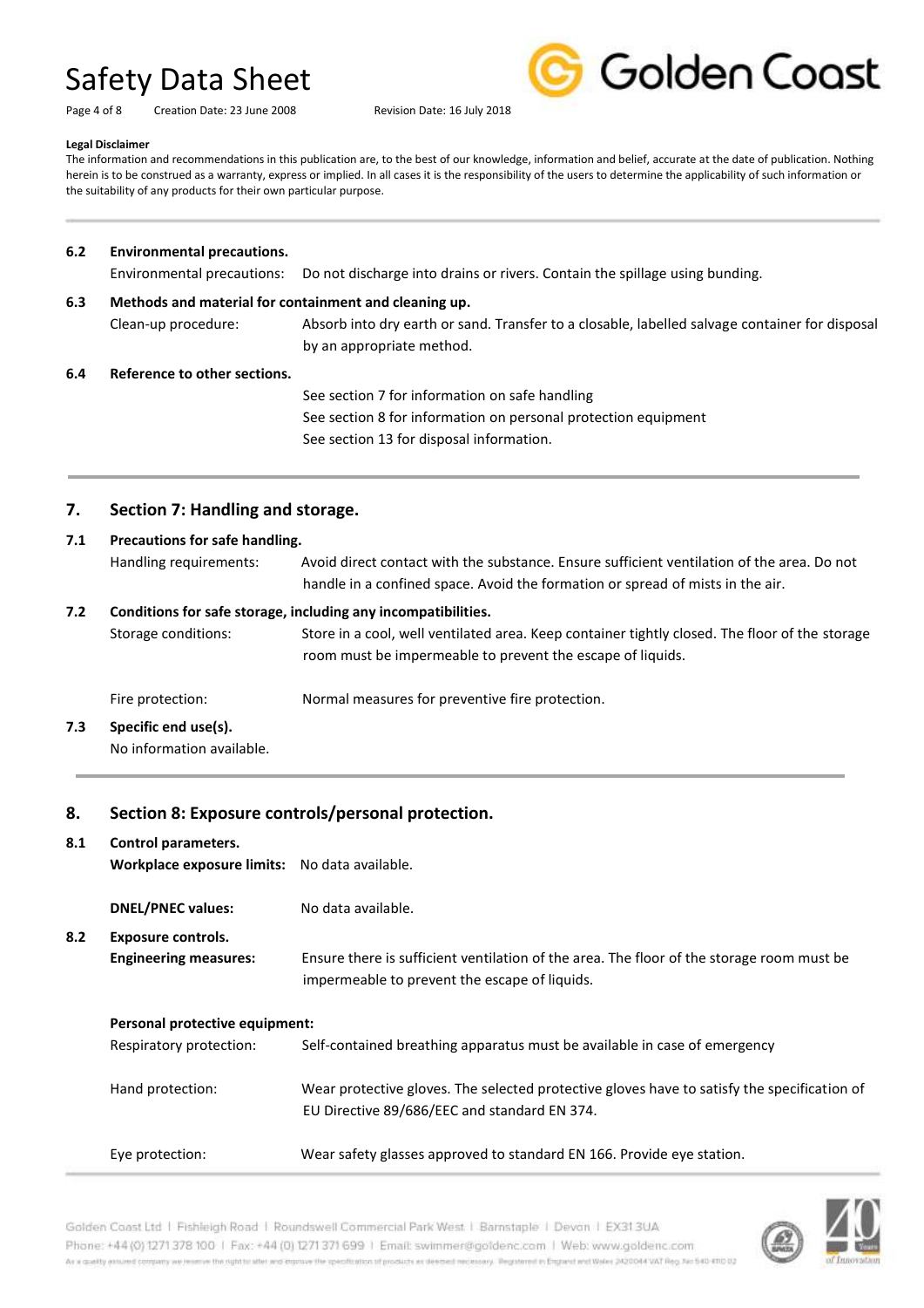**Legal Disclaimer**

The information and recommendations in this publication are, to the best of our knowledge, information and belief, accurate at the date of publication. Nothing herein is to be construed as a warranty, express or implied. In all cases it is the responsibility of the users to determine the applicability of such information or the suitability of any products for their own particular purpose.

### 6.2 Environmental precautions.

Environmental precautions: Do not discharge into drains or rivers. Contain the spillage using bunding.

### 6.3 Methods and material for containment and cleaning up.

Clean-up procedure: Absorb into dry earth or sand. Transfer to a closable, labelled salvage container for disposal by an appropriate method.

### 6.4 Reference to other sections.

See section 7 for information on safe handling
See section 8 for information on personal protection equipment
See section 13 for disposal information.

## 7. Section 7: Handling and storage.

### 7.1 Precautions for safe handling.

Handling requirements: Avoid direct contact with the substance. Ensure sufficient ventilation of the area. Do not handle in a confined space. Avoid the formation or spread of mists in the air.

### 7.2 Conditions for safe storage, including any incompatibilities.

Storage conditions: Store in a cool, well ventilated area. Keep container tightly closed. The floor of the storage room must be impermeable to prevent the escape of liquids.

Fire protection: Normal measures for preventive fire protection.

### 7.3 Specific end use(s).

No information available.

## 8. Section 8: Exposure controls/personal protection.

### 8.1 Control parameters.

**Workplace exposure limits:** No data available.

**DNEL/PNEC values:** No data available.

### 8.2 Exposure controls.

**Engineering measures:** Ensure there is sufficient ventilation of the area. The floor of the storage room must be impermeable to prevent the escape of liquids.

**Personal protective equipment:**

Respiratory protection: Self-contained breathing apparatus must be available in case of emergency

Hand protection: Wear protective gloves. The selected protective gloves have to satisfy the specification of EU Directive 89/686/EEC and standard EN 374.

Eye protection: Wear safety glasses approved to standard EN 166. Provide eye station.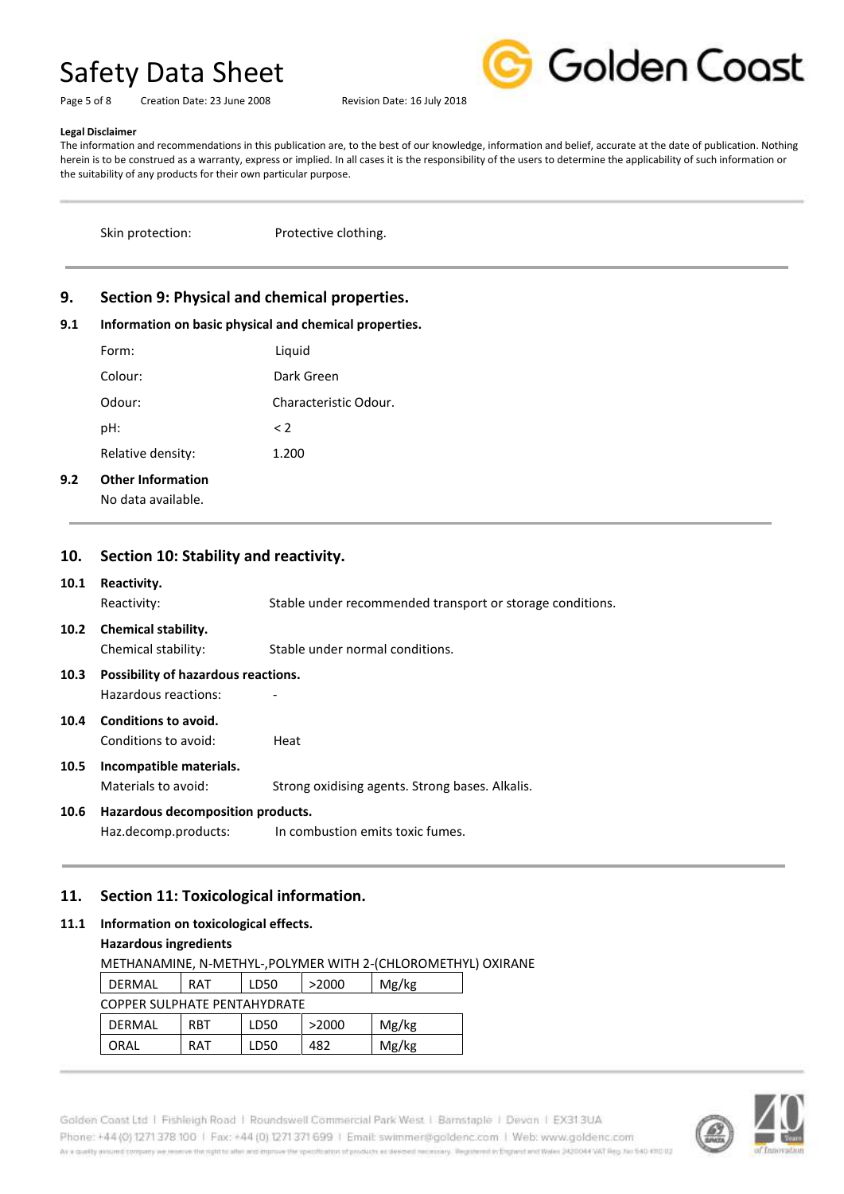**Legal Disclaimer**

The information and recommendations in this publication are, to the best of our knowledge, information and belief, accurate at the date of publication. Nothing herein is to be construed as a warranty, express or implied. In all cases it is the responsibility of the users to determine the applicability of such information or the suitability of any products for their own particular purpose.

Skin protection: Protective clothing.

## 9. Section 9: Physical and chemical properties.

### 9.1 Information on basic physical and chemical properties.

Form: Liquid

Colour: Dark Green

Odour: Characteristic Odour.

pH: < 2

Relative density: 1.200

### 9.2 Other Information

No data available.

## 10. Section 10: Stability and reactivity.

### 10.1 Reactivity.

Reactivity: Stable under recommended transport or storage conditions.

### 10.2 Chemical stability.

Chemical stability: Stable under normal conditions.

### 10.3 Possibility of hazardous reactions.

Hazardous reactions: -

### 10.4 Conditions to avoid.

Conditions to avoid: Heat

### 10.5 Incompatible materials.

Materials to avoid: Strong oxidising agents. Strong bases. Alkalis.

### 10.6 Hazardous decomposition products.

Haz.decomp.products: In combustion emits toxic fumes.

## 11. Section 11: Toxicological information.

### 11.1 Information on toxicological effects.

**Hazardous ingredients**

METHANAMINE, N-METHYL-,POLYMER WITH 2-(CHLOROMETHYL) OXIRANE

| | | | | |
|---|---|---|---|---|
| DERMAL | RAT | LD50 | >2000 | Mg/kg |

COPPER SULPHATE PENTAHYDRATE

| | | | | |
|---|---|---|---|---|
| DERMAL | RBT | LD50 | >2000 | Mg/kg |
| ORAL | RAT | LD50 | 482 | Mg/kg |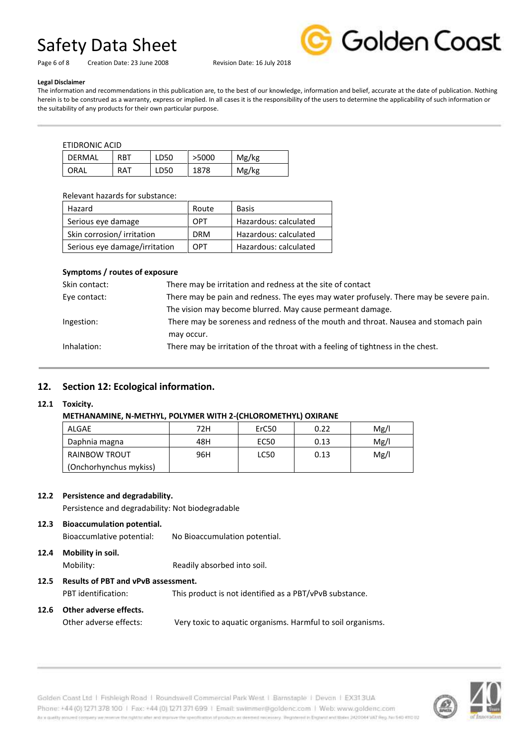**Legal Disclaimer**

The information and recommendations in this publication are, to the best of our knowledge, information and belief, accurate at the date of publication. Nothing herein is to be construed as a warranty, express or implied. In all cases it is the responsibility of the users to determine the applicability of such information or the suitability of any products for their own particular purpose.

ETIDRONIC ACID

| DERMAL | RBT | LD50 | >5000 | Mg/kg |
|---|---|---|---|---|
| ORAL | RAT | LD50 | 1878 | Mg/kg |

Relevant hazards for substance:

| Hazard | Route | Basis |
|---|---|---|
| Serious eye damage | OPT | Hazardous: calculated |
| Skin corrosion/ irritation | DRM | Hazardous: calculated |
| Serious eye damage/irritation | OPT | Hazardous: calculated |

**Symptoms / routes of exposure**

Skin contact: There may be irritation and redness at the site of contact

Eye contact: There may be pain and redness. The eyes may water profusely. There may be severe pain. The vision may become blurred. May cause permeant damage.

Ingestion: There may be soreness and redness of the mouth and throat. Nausea and stomach pain may occur.

Inhalation: There may be irritation of the throat with a feeling of tightness in the chest.

## 12. Section 12: Ecological information.

### 12.1 Toxicity.

**METHANAMINE, N-METHYL, POLYMER WITH 2-(CHLOROMETHYL) OXIRANE**

| ALGAE | 72H | ErC50 | 0.22 | Mg/l |
|---|---|---|---|---|
| Daphnia magna | 48H | EC50 | 0.13 | Mg/l |
| RAINBOW TROUT (Onchorhynchus mykiss) | 96H | LC50 | 0.13 | Mg/l |

### 12.2 Persistence and degradability.

Persistence and degradability: Not biodegradable

### 12.3 Bioaccumulation potential.

Bioaccumlative potential: No Bioaccumulation potential.

### 12.4 Mobility in soil.

Mobility: Readily absorbed into soil.

### 12.5 Results of PBT and vPvB assessment.

PBT identification: This product is not identified as a PBT/vPvB substance.

### 12.6 Other adverse effects.

Other adverse effects: Very toxic to aquatic organisms. Harmful to soil organisms.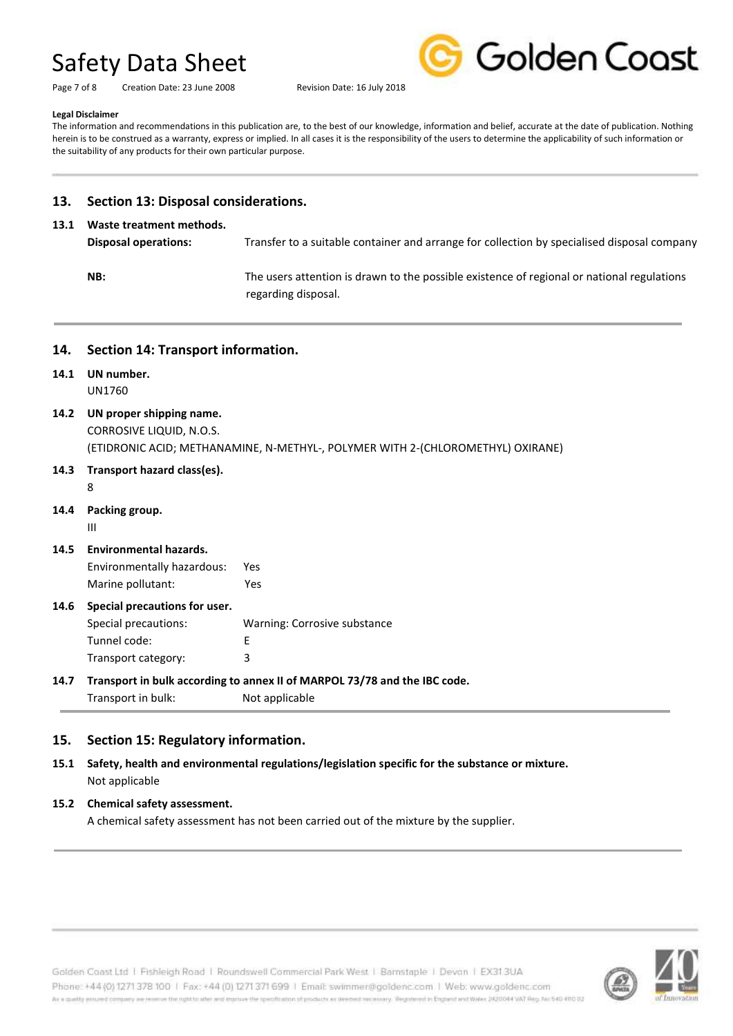**Legal Disclaimer**

The information and recommendations in this publication are, to the best of our knowledge, information and belief, accurate at the date of publication. Nothing herein is to be construed as a warranty, express or implied. In all cases it is the responsibility of the users to determine the applicability of such information or the suitability of any products for their own particular purpose.

## 13. Section 13: Disposal considerations.

### 13.1 Waste treatment methods.

**Disposal operations:** Transfer to a suitable container and arrange for collection by specialised disposal company

**NB:** The users attention is drawn to the possible existence of regional or national regulations regarding disposal.

## 14. Section 14: Transport information.

### 14.1 UN number.

UN1760

### 14.2 UN proper shipping name.

CORROSIVE LIQUID, N.O.S.
(ETIDRONIC ACID; METHANAMINE, N-METHYL-, POLYMER WITH 2-(CHLOROMETHYL) OXIRANE)

### 14.3 Transport hazard class(es).

8

### 14.4 Packing group.

III

### 14.5 Environmental hazards.

Environmentally hazardous: Yes
Marine pollutant: Yes

### 14.6 Special precautions for user.

Special precautions: Warning: Corrosive substance
Tunnel code: E
Transport category: 3

### 14.7 Transport in bulk according to annex II of MARPOL 73/78 and the IBC code.

Transport in bulk: Not applicable

## 15. Section 15: Regulatory information.

### 15.1 Safety, health and environmental regulations/legislation specific for the substance or mixture.

Not applicable

### 15.2 Chemical safety assessment.

A chemical safety assessment has not been carried out of the mixture by the supplier.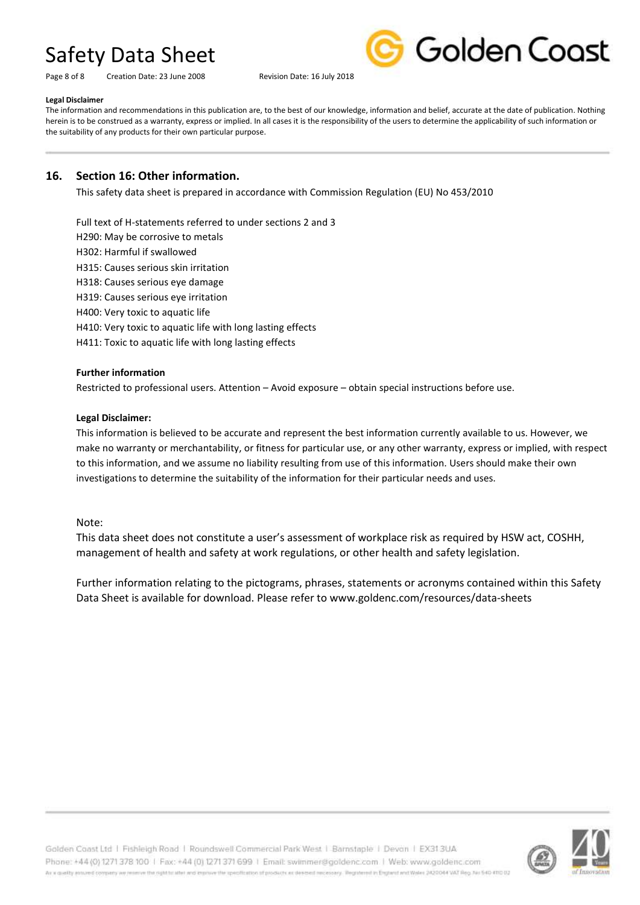**Legal Disclaimer**

The information and recommendations in this publication are, to the best of our knowledge, information and belief, accurate at the date of publication. Nothing herein is to be construed as a warranty, express or implied. In all cases it is the responsibility of the users to determine the applicability of such information or the suitability of any products for their own particular purpose.

## 16. Section 16: Other information.

This safety data sheet is prepared in accordance with Commission Regulation (EU) No 453/2010

Full text of H-statements referred to under sections 2 and 3

H290: May be corrosive to metals

H302: Harmful if swallowed

H315: Causes serious skin irritation

H318: Causes serious eye damage

H319: Causes serious eye irritation

H400: Very toxic to aquatic life

H410: Very toxic to aquatic life with long lasting effects

H411: Toxic to aquatic life with long lasting effects

**Further information**

Restricted to professional users. Attention – Avoid exposure – obtain special instructions before use.

**Legal Disclaimer:**

This information is believed to be accurate and represent the best information currently available to us. However, we make no warranty or merchantability, or fitness for particular use, or any other warranty, express or implied, with respect to this information, and we assume no liability resulting from use of this information. Users should make their own investigations to determine the suitability of the information for their particular needs and uses.

Note:

This data sheet does not constitute a user's assessment of workplace risk as required by HSW act, COSHH, management of health and safety at work regulations, or other health and safety legislation.

Further information relating to the pictograms, phrases, statements or acronyms contained within this Safety Data Sheet is available for download. Please refer to www.goldenc.com/resources/data-sheets